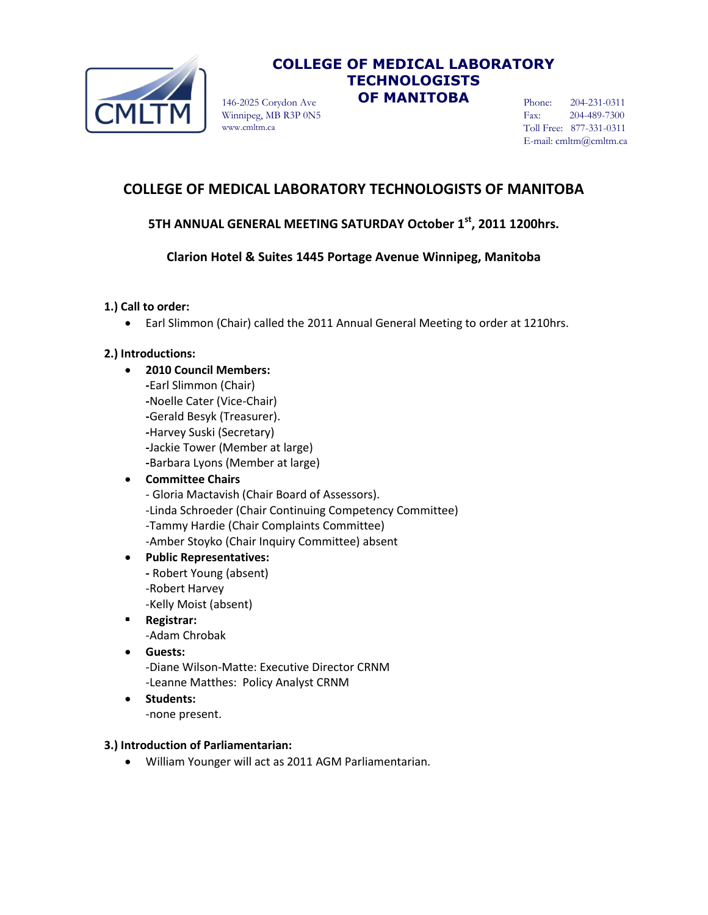**COLLEGE OF MEDICAL LABORATORY TECHNOLOGISTS OF MANITOBA**

146-2025 Corydon Ave
Winnipeg, MB R3P 0N5
www.cmltm.ca

Phone: 204-231-0311
Fax: 204-489-7300
Toll Free: 877-331-0311
E-mail: cmltm@cmltm.ca

# COLLEGE OF MEDICAL LABORATORY TECHNOLOGISTS OF MANITOBA

## 5TH ANNUAL GENERAL MEETING SATURDAY October 1st, 2011 1200hrs.

## Clarion Hotel & Suites 1445 Portage Avenue Winnipeg, Manitoba

**1.) Call to order:**

- Earl Slimmon (Chair) called the 2011 Annual General Meeting to order at 1210hrs.

**2.) Introductions:**

- **2010 Council Members:**
  -Earl Slimmon (Chair)
  -Noelle Cater (Vice-Chair)
  -Gerald Besyk (Treasurer).
  -Harvey Suski (Secretary)
  -Jackie Tower (Member at large)
  -Barbara Lyons (Member at large)
- **Committee Chairs**
  - Gloria Mactavish (Chair Board of Assessors).
  -Linda Schroeder (Chair Continuing Competency Committee)
  -Tammy Hardie (Chair Complaints Committee)
  -Amber Stoyko (Chair Inquiry Committee) absent
- **Public Representatives:**
  - Robert Young (absent)
  -Robert Harvey
  -Kelly Moist (absent)
- **Registrar:**
  -Adam Chrobak
- **Guests:**
  -Diane Wilson-Matte: Executive Director CRNM
  -Leanne Matthes: Policy Analyst CRNM
- **Students:**
  -none present.

**3.) Introduction of Parliamentarian:**

- William Younger will act as 2011 AGM Parliamentarian.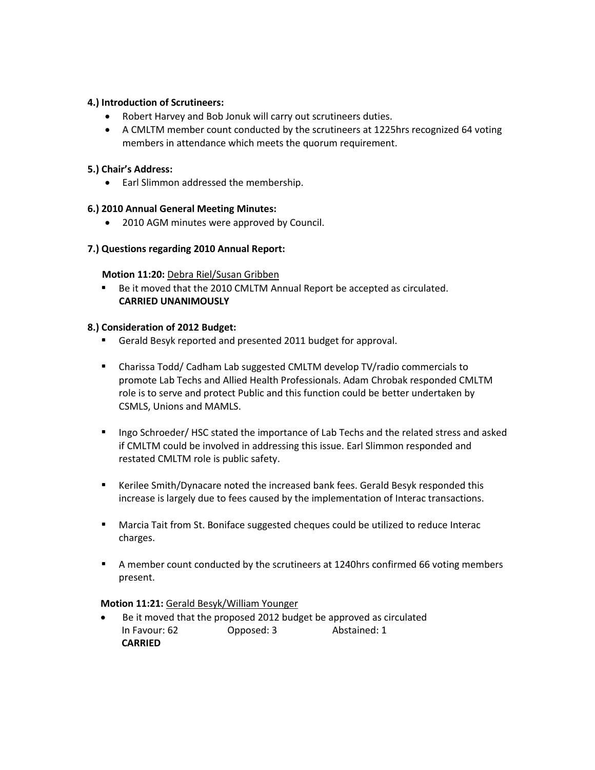**4.) Introduction of Scrutineers:**

- Robert Harvey and Bob Jonuk will carry out scrutineers duties.
- A CMLTM member count conducted by the scrutineers at 1225hrs recognized 64 voting members in attendance which meets the quorum requirement.

**5.) Chair's Address:**

- Earl Slimmon addressed the membership.

**6.) 2010 Annual General Meeting Minutes:**

- 2010 AGM minutes were approved by Council.

**7.) Questions regarding 2010 Annual Report:**

**Motion 11:20:** Debra Riel/Susan Gribben

- Be it moved that the 2010 CMLTM Annual Report be accepted as circulated.
  **CARRIED UNANIMOUSLY**

**8.) Consideration of 2012 Budget:**

- Gerald Besyk reported and presented 2011 budget for approval.
- Charissa Todd/ Cadham Lab suggested CMLTM develop TV/radio commercials to promote Lab Techs and Allied Health Professionals. Adam Chrobak responded CMLTM role is to serve and protect Public and this function could be better undertaken by CSMLS, Unions and MAMLS.
- Ingo Schroeder/ HSC stated the importance of Lab Techs and the related stress and asked if CMLTM could be involved in addressing this issue. Earl Slimmon responded and restated CMLTM role is public safety.
- Kerilee Smith/Dynacare noted the increased bank fees. Gerald Besyk responded this increase is largely due to fees caused by the implementation of Interac transactions.
- Marcia Tait from St. Boniface suggested cheques could be utilized to reduce Interac charges.
- A member count conducted by the scrutineers at 1240hrs confirmed 66 voting members present.

**Motion 11:21:** Gerald Besyk/William Younger

- Be it moved that the proposed 2012 budget be approved as circulated
  In Favour: 62 Opposed: 3 Abstained: 1
  **CARRIED**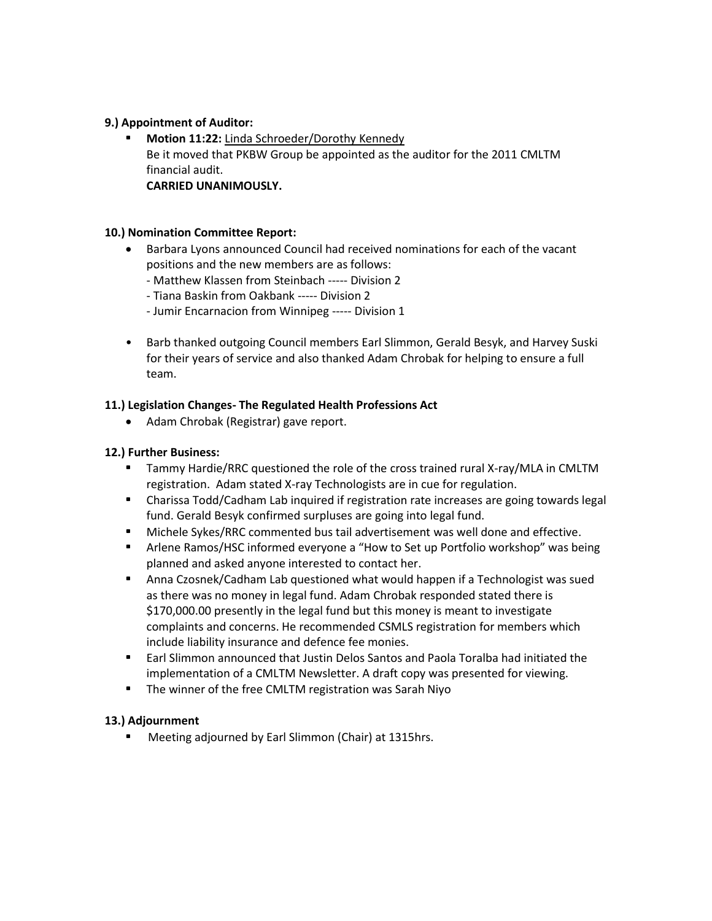**9.) Appointment of Auditor:**

- **Motion 11:22:** Linda Schroeder/Dorothy Kennedy
  Be it moved that PKBW Group be appointed as the auditor for the 2011 CMLTM financial audit.
  **CARRIED UNANIMOUSLY.**

**10.) Nomination Committee Report:**

- Barbara Lyons announced Council had received nominations for each of the vacant positions and the new members are as follows:
  - Matthew Klassen from Steinbach ----- Division 2
  - Tiana Baskin from Oakbank ----- Division 2
  - Jumir Encarnacion from Winnipeg ----- Division 1
- Barb thanked outgoing Council members Earl Slimmon, Gerald Besyk, and Harvey Suski for their years of service and also thanked Adam Chrobak for helping to ensure a full team.

**11.) Legislation Changes- The Regulated Health Professions Act**

- Adam Chrobak (Registrar) gave report.

**12.) Further Business:**

- Tammy Hardie/RRC questioned the role of the cross trained rural X-ray/MLA in CMLTM registration. Adam stated X-ray Technologists are in cue for regulation.
- Charissa Todd/Cadham Lab inquired if registration rate increases are going towards legal fund. Gerald Besyk confirmed surpluses are going into legal fund.
- Michele Sykes/RRC commented bus tail advertisement was well done and effective.
- Arlene Ramos/HSC informed everyone a "How to Set up Portfolio workshop" was being planned and asked anyone interested to contact her.
- Anna Czosnek/Cadham Lab questioned what would happen if a Technologist was sued as there was no money in legal fund. Adam Chrobak responded stated there is \$170,000.00 presently in the legal fund but this money is meant to investigate complaints and concerns. He recommended CSMLS registration for members which include liability insurance and defence fee monies.
- Earl Slimmon announced that Justin Delos Santos and Paola Toralba had initiated the implementation of a CMLTM Newsletter. A draft copy was presented for viewing.
- The winner of the free CMLTM registration was Sarah Niyo

**13.) Adjournment**

- Meeting adjourned by Earl Slimmon (Chair) at 1315hrs.